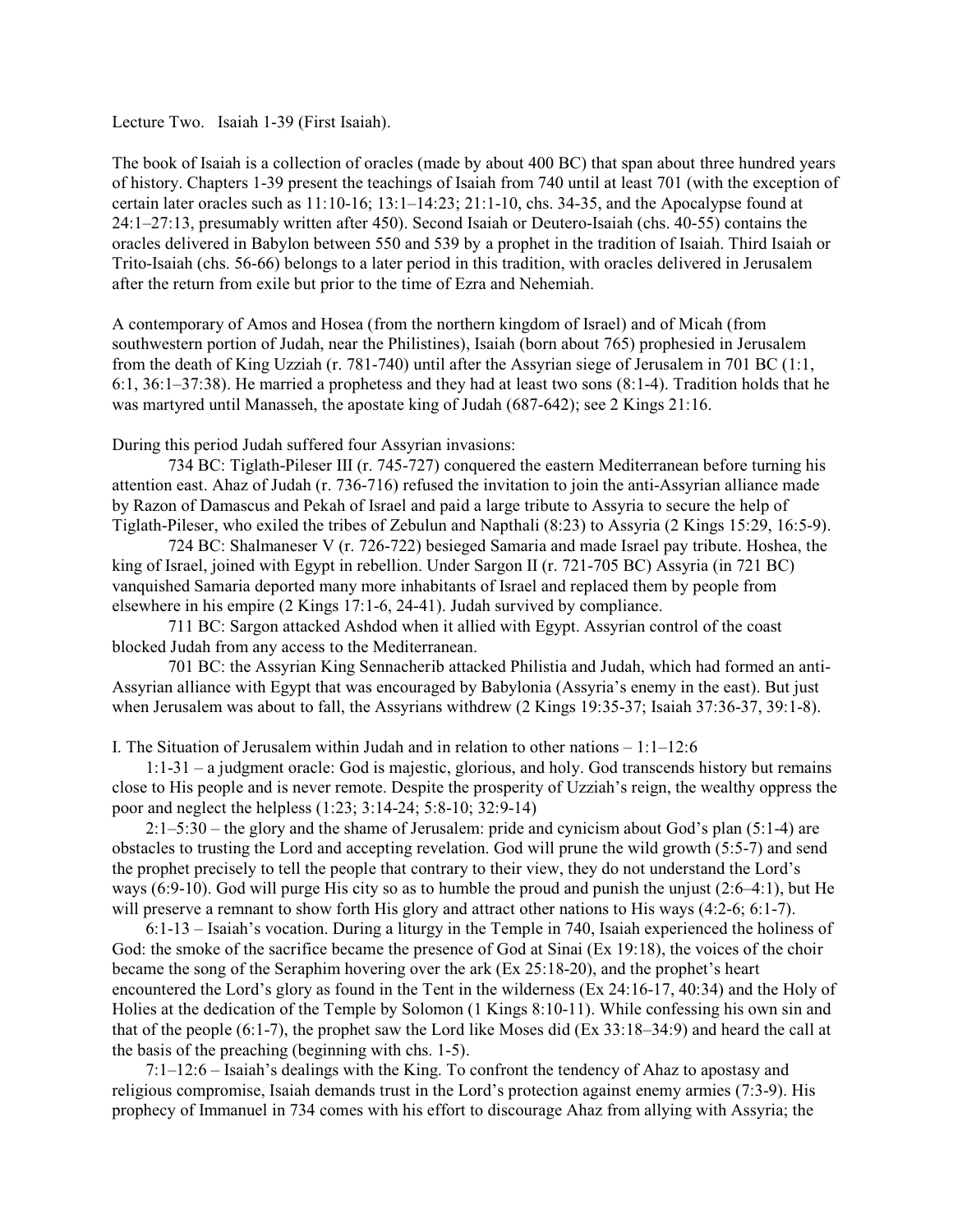Lecture Two. Isaiah 1-39 (First Isaiah).

The book of Isaiah is a collection of oracles (made by about 400 BC) that span about three hundred years of history. Chapters 1-39 present the teachings of Isaiah from 740 until at least 701 (with the exception of certain later oracles such as 11:10-16; 13:1–14:23; 21:1-10, chs. 34-35, and the Apocalypse found at 24:1–27:13, presumably written after 450). Second Isaiah or Deutero-Isaiah (chs. 40-55) contains the oracles delivered in Babylon between 550 and 539 by a prophet in the tradition of Isaiah. Third Isaiah or Trito-Isaiah (chs. 56-66) belongs to a later period in this tradition, with oracles delivered in Jerusalem after the return from exile but prior to the time of Ezra and Nehemiah.

A contemporary of Amos and Hosea (from the northern kingdom of Israel) and of Micah (from southwestern portion of Judah, near the Philistines), Isaiah (born about 765) prophesied in Jerusalem from the death of King Uzziah (r. 781-740) until after the Assyrian siege of Jerusalem in 701 BC (1:1, 6:1, 36:1–37:38). He married a prophetess and they had at least two sons (8:1-4). Tradition holds that he was martyred until Manasseh, the apostate king of Judah (687-642); see 2 Kings 21:16.

During this period Judah suffered four Assyrian invasions:

734 BC: Tiglath-Pileser III (r. 745-727) conquered the eastern Mediterranean before turning his attention east. Ahaz of Judah (r. 736-716) refused the invitation to join the anti-Assyrian alliance made by Razon of Damascus and Pekah of Israel and paid a large tribute to Assyria to secure the help of Tiglath-Pileser, who exiled the tribes of Zebulun and Napthali (8:23) to Assyria (2 Kings 15:29, 16:5-9).

724 BC: Shalmaneser V (r. 726-722) besieged Samaria and made Israel pay tribute. Hoshea, the king of Israel, joined with Egypt in rebellion. Under Sargon II (r. 721-705 BC) Assyria (in 721 BC) vanquished Samaria deported many more inhabitants of Israel and replaced them by people from elsewhere in his empire (2 Kings 17:1-6, 24-41). Judah survived by compliance.

711 BC: Sargon attacked Ashdod when it allied with Egypt. Assyrian control of the coast blocked Judah from any access to the Mediterranean.

701 BC: the Assyrian King Sennacherib attacked Philistia and Judah, which had formed an anti-Assyrian alliance with Egypt that was encouraged by Babylonia (Assyria's enemy in the east). But just when Jerusalem was about to fall, the Assyrians withdrew (2 Kings 19:35-37; Isaiah 37:36-37, 39:1-8).

I. The Situation of Jerusalem within Judah and in relation to other nations – 1:1–12:6

1:1-31 – a judgment oracle: God is majestic, glorious, and holy. God transcends history but remains close to His people and is never remote. Despite the prosperity of Uzziah's reign, the wealthy oppress the poor and neglect the helpless (1:23; 3:14-24; 5:8-10; 32:9-14)

2:1–5:30 – the glory and the shame of Jerusalem: pride and cynicism about God's plan (5:1-4) are obstacles to trusting the Lord and accepting revelation. God will prune the wild growth (5:5-7) and send the prophet precisely to tell the people that contrary to their view, they do not understand the Lord's ways (6:9-10). God will purge His city so as to humble the proud and punish the unjust (2:6–4:1), but He will preserve a remnant to show forth His glory and attract other nations to His ways (4:2-6; 6:1-7).

6:1-13 – Isaiah's vocation. During a liturgy in the Temple in 740, Isaiah experienced the holiness of God: the smoke of the sacrifice became the presence of God at Sinai (Ex 19:18), the voices of the choir became the song of the Seraphim hovering over the ark (Ex 25:18-20), and the prophet's heart encountered the Lord's glory as found in the Tent in the wilderness (Ex 24:16-17, 40:34) and the Holy of Holies at the dedication of the Temple by Solomon (1 Kings 8:10-11). While confessing his own sin and that of the people (6:1-7), the prophet saw the Lord like Moses did (Ex 33:18–34:9) and heard the call at the basis of the preaching (beginning with chs. 1-5).

7:1–12:6 – Isaiah's dealings with the King. To confront the tendency of Ahaz to apostasy and religious compromise, Isaiah demands trust in the Lord's protection against enemy armies (7:3-9). His prophecy of Immanuel in 734 comes with his effort to discourage Ahaz from allying with Assyria; the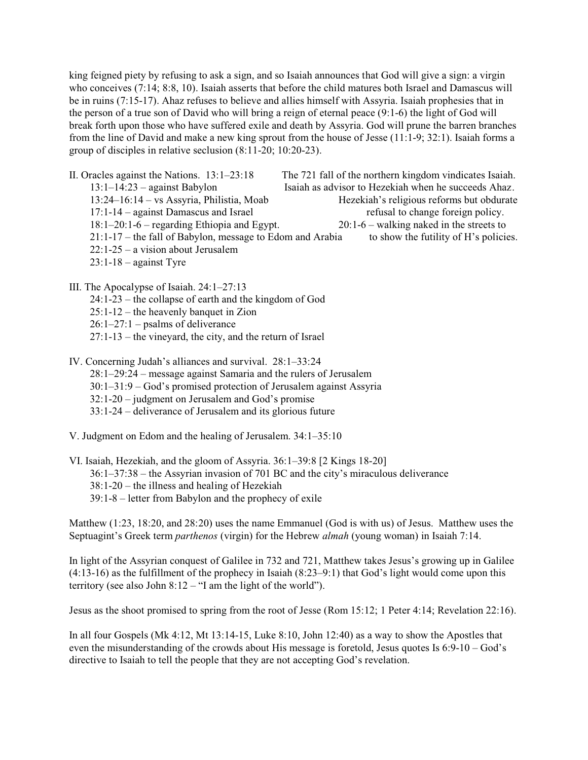king feigned piety by refusing to ask a sign, and so Isaiah announces that God will give a sign: a virgin who conceives (7:14; 8:8, 10). Isaiah asserts that before the child matures both Israel and Damascus will be in ruins (7:15-17). Ahaz refuses to believe and allies himself with Assyria. Isaiah prophesies that in the person of a true son of David who will bring a reign of eternal peace (9:1-6) the light of God will break forth upon those who have suffered exile and death by Assyria. God will prune the barren branches from the line of David and make a new king sprout from the house of Jesse (11:1-9; 32:1). Isaiah forms a group of disciples in relative seclusion (8:11-20; 10:20-23).

II. Oracles against the Nations. 13:1–23:18

- 13:1–14:23 – against Babylon
- 13:24–16:14 – vs Assyria, Philistia, Moab
- 17:1-14 – against Damascus and Israel
- 18:1–20:1-6 – regarding Ethiopia and Egypt.
- 21:1-17 – the fall of Babylon, message to Edom and Arabia
- 22:1-25 – a vision about Jerusalem
- 23:1-18 – against Tyre

The 721 fall of the northern kingdom vindicates Isaiah. Isaiah as advisor to Hezekiah when he succeeds Ahaz. Hezekiah's religious reforms but obdurate refusal to change foreign policy. 20:1-6 – walking naked in the streets to to show the futility of H's policies.

III. The Apocalypse of Isaiah. 24:1–27:13

- 24:1-23 – the collapse of earth and the kingdom of God
- 25:1-12 – the heavenly banquet in Zion
- 26:1–27:1 – psalms of deliverance
- 27:1-13 – the vineyard, the city, and the return of Israel

IV. Concerning Judah's alliances and survival. 28:1–33:24

- 28:1–29:24 – message against Samaria and the rulers of Jerusalem
- 30:1–31:9 – God's promised protection of Jerusalem against Assyria
- 32:1-20 – judgment on Jerusalem and God's promise
- 33:1-24 – deliverance of Jerusalem and its glorious future

V. Judgment on Edom and the healing of Jerusalem. 34:1–35:10

VI. Isaiah, Hezekiah, and the gloom of Assyria. 36:1–39:8 [2 Kings 18-20]

- 36:1–37:38 – the Assyrian invasion of 701 BC and the city's miraculous deliverance
- 38:1-20 – the illness and healing of Hezekiah
- 39:1-8 – letter from Babylon and the prophecy of exile

Matthew (1:23, 18:20, and 28:20) uses the name Emmanuel (God is with us) of Jesus. Matthew uses the Septuagint's Greek term *parthenos* (virgin) for the Hebrew *almah* (young woman) in Isaiah 7:14.

In light of the Assyrian conquest of Galilee in 732 and 721, Matthew takes Jesus's growing up in Galilee (4:13-16) as the fulfillment of the prophecy in Isaiah (8:23–9:1) that God's light would come upon this territory (see also John 8:12 – "I am the light of the world").

Jesus as the shoot promised to spring from the root of Jesse (Rom 15:12; 1 Peter 4:14; Revelation 22:16).

In all four Gospels (Mk 4:12, Mt 13:14-15, Luke 8:10, John 12:40) as a way to show the Apostles that even the misunderstanding of the crowds about His message is foretold, Jesus quotes Is 6:9-10 – God's directive to Isaiah to tell the people that they are not accepting God's revelation.